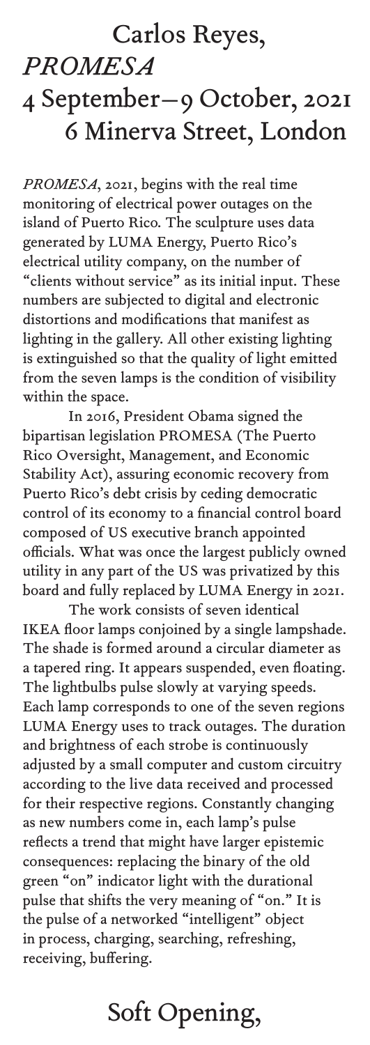# Carlos Reyes, *PROMESA*
# 4 September–9 October, 2021
# 6 Minerva Street, London

*PROMESA*, 2021, begins with the real time monitoring of electrical power outages on the island of Puerto Rico. The sculpture uses data generated by LUMA Energy, Puerto Rico's electrical utility company, on the number of "clients without service" as its initial input. These numbers are subjected to digital and electronic distortions and modifications that manifest as lighting in the gallery. All other existing lighting is extinguished so that the quality of light emitted from the seven lamps is the condition of visibility within the space.

In 2016, President Obama signed the bipartisan legislation PROMESA (The Puerto Rico Oversight, Management, and Economic Stability Act), assuring economic recovery from Puerto Rico's debt crisis by ceding democratic control of its economy to a financial control board composed of US executive branch appointed officials. What was once the largest publicly owned utility in any part of the US was privatized by this board and fully replaced by LUMA Energy in 2021.

The work consists of seven identical IKEA floor lamps conjoined by a single lampshade. The shade is formed around a circular diameter as a tapered ring. It appears suspended, even floating. The lightbulbs pulse slowly at varying speeds. Each lamp corresponds to one of the seven regions LUMA Energy uses to track outages. The duration and brightness of each strobe is continuously adjusted by a small computer and custom circuitry according to the live data received and processed for their respective regions. Constantly changing as new numbers come in, each lamp's pulse reflects a trend that might have larger epistemic consequences: replacing the binary of the old green "on" indicator light with the durational pulse that shifts the very meaning of "on." It is the pulse of a networked "intelligent" object in process, charging, searching, refreshing, receiving, buffering.

# Soft Opening,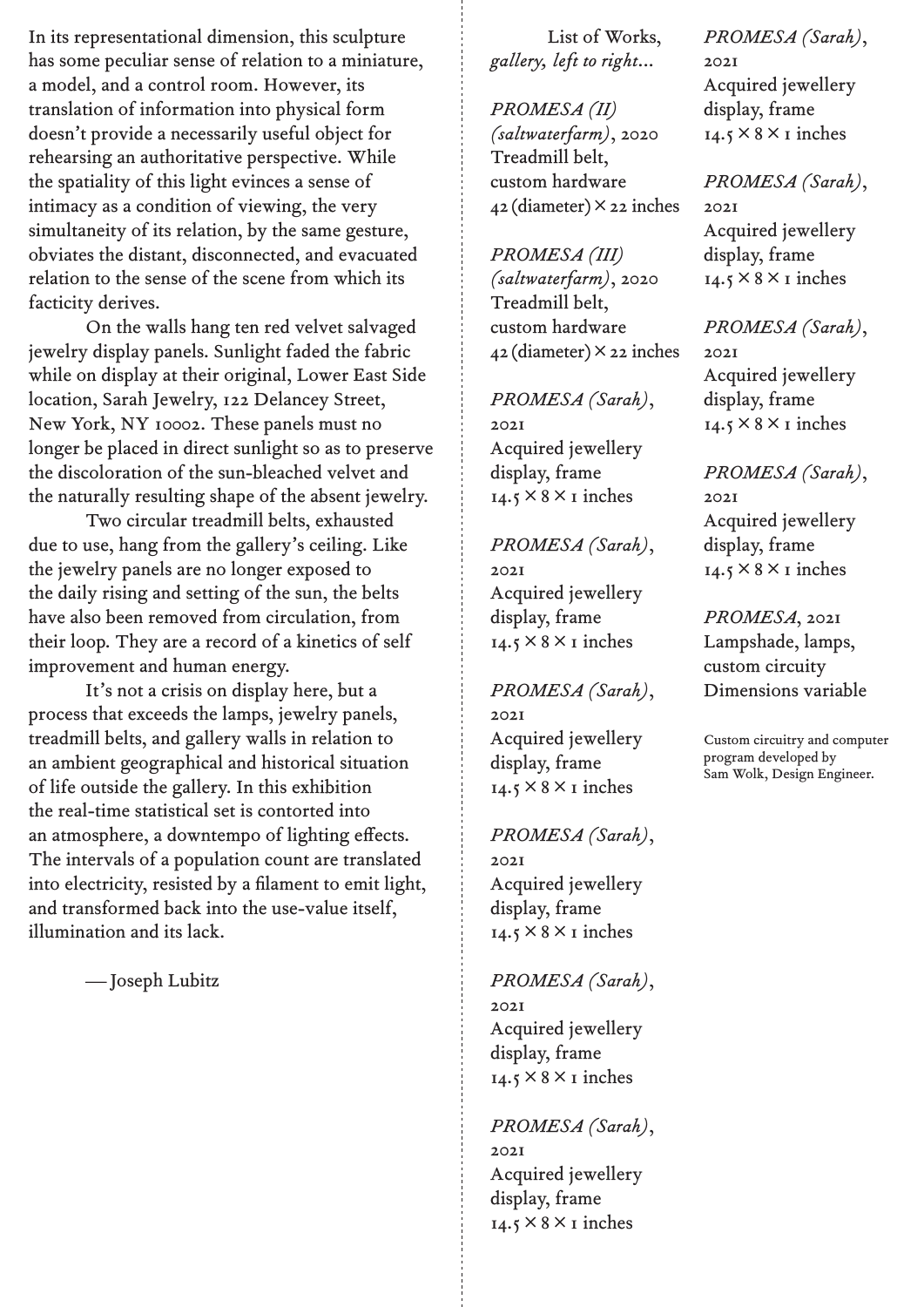In its representational dimension, this sculpture has some peculiar sense of relation to a miniature, a model, and a control room. However, its translation of information into physical form doesn't provide a necessarily useful object for rehearsing an authoritative perspective. While the spatiality of this light evinces a sense of intimacy as a condition of viewing, the very simultaneity of its relation, by the same gesture, obviates the distant, disconnected, and evacuated relation to the sense of the scene from which its facticity derives.

On the walls hang ten red velvet salvaged jewelry display panels. Sunlight faded the fabric while on display at their original, Lower East Side location, Sarah Jewelry, 122 Delancey Street, New York, NY 10002. These panels must no longer be placed in direct sunlight so as to preserve the discoloration of the sun-bleached velvet and the naturally resulting shape of the absent jewelry.

Two circular treadmill belts, exhausted due to use, hang from the gallery's ceiling. Like the jewelry panels are no longer exposed to the daily rising and setting of the sun, the belts have also been removed from circulation, from their loop. They are a record of a kinetics of self improvement and human energy.

It's not a crisis on display here, but a process that exceeds the lamps, jewelry panels, treadmill belts, and gallery walls in relation to an ambient geographical and historical situation of life outside the gallery. In this exhibition the real-time statistical set is contorted into an atmosphere, a downtempo of lighting effects. The intervals of a population count are translated into electricity, resisted by a filament to emit light, and transformed back into the use-value itself, illumination and its lack.

— Joseph Lubitz

List of Works,
*gallery, left to right...*

*PROMESA (II) (saltwaterfarm)*, 2020
Treadmill belt, custom hardware
42 (diameter) × 22 inches

*PROMESA (III) (saltwaterfarm)*, 2020
Treadmill belt, custom hardware
42 (diameter) × 22 inches

*PROMESA (Sarah)*, 2021
Acquired jewellery display, frame
14.5 × 8 × 1 inches

*PROMESA (Sarah)*, 2021
Acquired jewellery display, frame
14.5 × 8 × 1 inches

*PROMESA (Sarah)*, 2021
Acquired jewellery display, frame
14.5 × 8 × 1 inches

*PROMESA (Sarah)*, 2021
Acquired jewellery display, frame
14.5 × 8 × 1 inches

*PROMESA (Sarah)*, 2021
Acquired jewellery display, frame
14.5 × 8 × 1 inches

*PROMESA (Sarah)*, 2021
Acquired jewellery display, frame
14.5 × 8 × 1 inches

*PROMESA (Sarah)*, 2021
Acquired jewellery display, frame
14.5 × 8 × 1 inches

*PROMESA (Sarah)*, 2021
Acquired jewellery display, frame
14.5 × 8 × 1 inches

*PROMESA (Sarah)*, 2021
Acquired jewellery display, frame
14.5 × 8 × 1 inches

*PROMESA (Sarah)*, 2021
Acquired jewellery display, frame
14.5 × 8 × 1 inches

*PROMESA*, 2021
Lampshade, lamps, custom circuity
Dimensions variable

Custom circuitry and computer program developed by Sam Wolk, Design Engineer.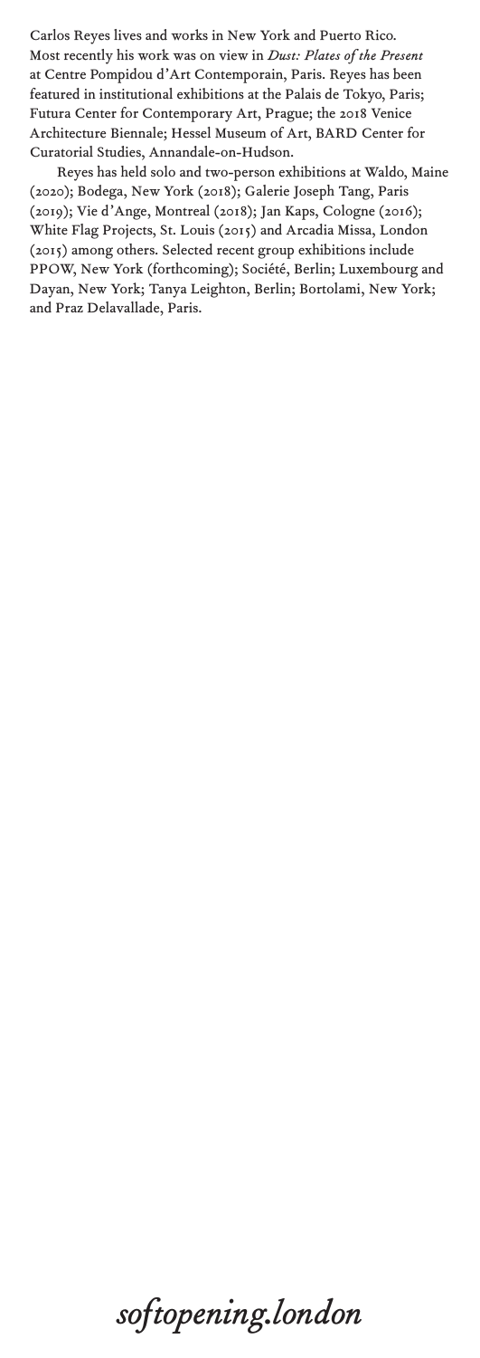Carlos Reyes lives and works in New York and Puerto Rico. Most recently his work was on view in *Dust: Plates of the Present* at Centre Pompidou d'Art Contemporain, Paris. Reyes has been featured in institutional exhibitions at the Palais de Tokyo, Paris; Futura Center for Contemporary Art, Prague; the 2018 Venice Architecture Biennale; Hessel Museum of Art, BARD Center for Curatorial Studies, Annandale-on-Hudson.

Reyes has held solo and two-person exhibitions at Waldo, Maine (2020); Bodega, New York (2018); Galerie Joseph Tang, Paris (2019); Vie d'Ange, Montreal (2018); Jan Kaps, Cologne (2016); White Flag Projects, St. Louis (2015) and Arcadia Missa, London (2015) among others. Selected recent group exhibitions include PPOW, New York (forthcoming); Société, Berlin; Luxembourg and Dayan, New York; Tanya Leighton, Berlin; Bortolami, New York; and Praz Delavallade, Paris.

*softopening.london*